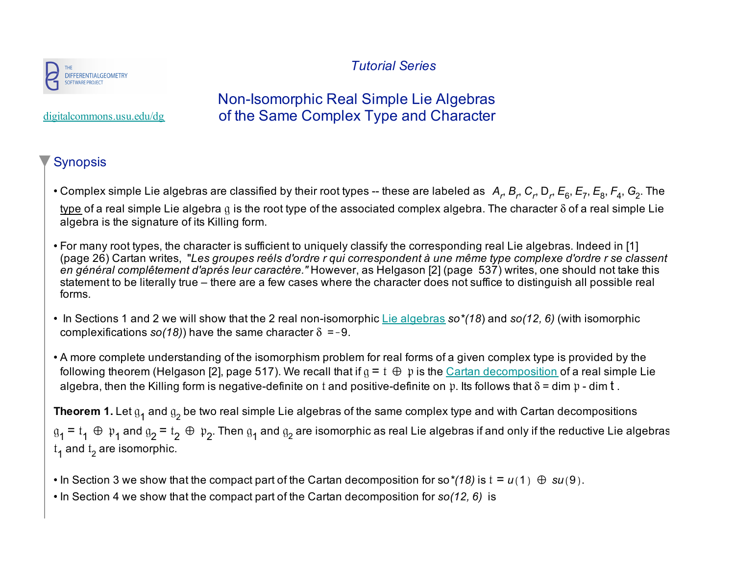Tutorial Series

# Non-Isomorphic Real Simple Lie Algebras of the Same Complex Type and Character

digitalcommons.usu.edu/dg

## Synopsis

- Complex simple Lie algebras are classified by their root types -- these are labeled as $A_r$, $B_r$, $C_r$, $D_r$, $E_6$, $E_7$, $E_8$, $F_4$, $G_2$. The type of a real simple Lie algebra $\mathfrak{g}$ is the root type of the associated complex algebra. The character $\delta$ of a real simple Lie algebra is the signature of its Killing form.

- For many root types, the character is sufficient to uniquely classify the corresponding real Lie algebras. Indeed in [1] (page 26) Cartan writes, "*Les groupes reéls d'ordre r qui correspondent à une même type complexe d'ordre r se classent en général complêtement d'aprés leur caractère.*" However, as Helgason [2] (page 537) writes, one should not take this statement to be literally true – there are a few cases where the character does not suffice to distinguish all possible real forms.

- In Sections 1 and 2 we will show that the 2 real non-isomorphic Lie algebras *so\*(18)* and *so(12, 6)* (with isomorphic complexifications *so(18)*) have the same character $\delta = -9$.

- A more complete understanding of the isomorphism problem for real forms of a given complex type is provided by the following theorem (Helgason [2], page 517). We recall that if $\mathfrak{g} = \mathfrak{t} \oplus \mathfrak{p}$ is the Cartan decomposition of a real simple Lie algebra, then the Killing form is negative-definite on $\mathfrak{t}$ and positive-definite on $\mathfrak{p}$. Its follows that $\delta = \dim \mathfrak{p} - \dim \mathfrak{t}$ .

**Theorem 1.** Let $\mathfrak{g}_1$ and $\mathfrak{g}_2$ be two real simple Lie algebras of the same complex type and with Cartan decompositions $\mathfrak{g}_1 = \mathfrak{t}_1 \oplus \mathfrak{p}_1$ and $\mathfrak{g}_2 = \mathfrak{t}_2 \oplus \mathfrak{p}_2$. Then $\mathfrak{g}_1$ and $\mathfrak{g}_2$ are isomorphic as real Lie algebras if and only if the reductive Lie algebras $\mathfrak{t}_1$ and $\mathfrak{t}_2$ are isomorphic.

- In Section 3 we show that the compact part of the Cartan decomposition for *so\*(18)* is $\mathfrak{t} = u(1) \oplus su(9)$.
- In Section 4 we show that the compact part of the Cartan decomposition for *so(12, 6)* is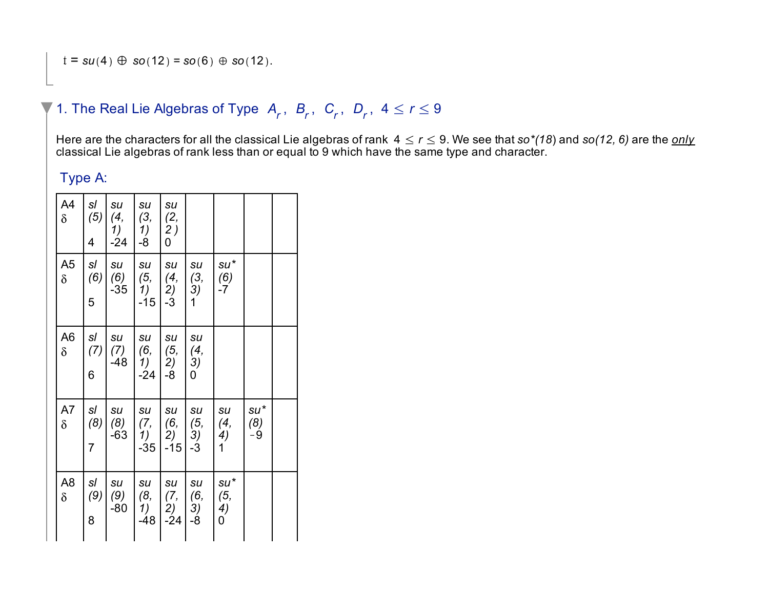$\mathfrak{k} = su(4) \oplus so(12) = so(6) \oplus so(12)$.

## 1. The Real Lie Algebras of Type $A_r$, $B_r$, $C_r$, $D_r$, $4 \leq r \leq 9$

Here are the characters for all the classical Lie algebras of rank $4 \leq r \leq 9$. We see that *so\*(18)* and *so(12, 6)* are the <u>*only*</u> classical Lie algebras of rank less than or equal to 9 which have the same type and character.

### Type A:

| A4 δ | *sl(5)* 4 | *su(4, 1)* -24 | *su(3, 1)* -8 | *su(2, 2)* 0 | | | | |
|---|---|---|---|---|---|---|---|---|
| A5 δ | *sl(6)* 5 | *su(6)* -35 | *su(5, 1)* -15 | *su(4, 2)* -3 | *su(3, 3)* 1 | *su\*(6)* -7 | | |
| A6 δ | *sl(7)* 6 | *su(7)* -48 | *su(6, 1)* -24 | *su(5, 2)* -8 | *su(4, 3)* 0 | | | |
| A7 δ | *sl(8)* 7 | *su(8)* -63 | *su(7, 1)* -35 | *su(6, 2)* -15 | *su(5, 3)* -3 | *su(4, 4)* 1 | *su\*(8)* -9 | |
| A8 δ | *sl(9)* 8 | *su(9)* -80 | *su(8, 1)* -48 | *su(7, 2)* -24 | *su(6, 3)* -8 | *su\*(5, 4)* 0 | | |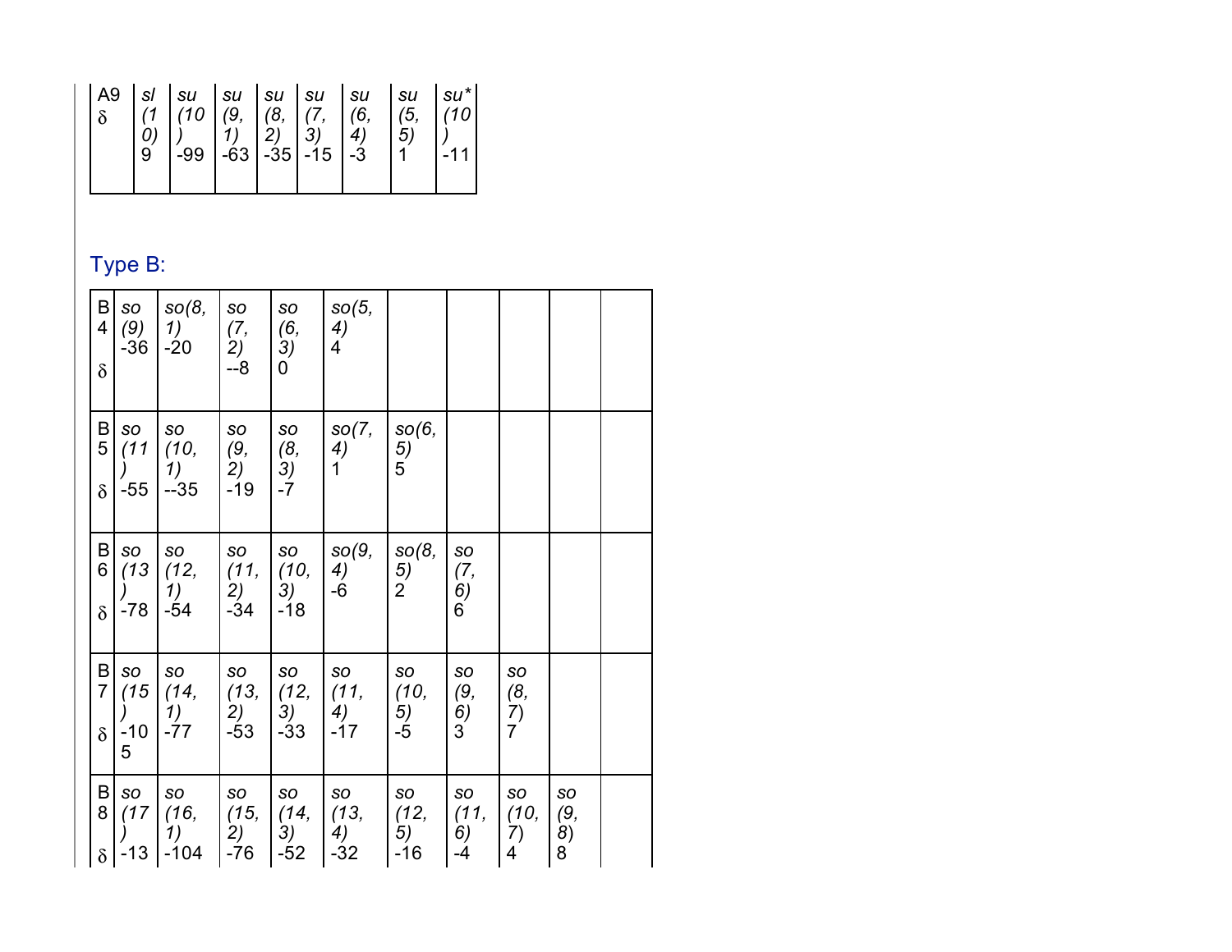| A9 δ | *sl(10)* 9 | *su(10)* -99 | *su(9, 1)* -63 | *su(8, 2)* -35 | *su(7, 3)* -15 | *su(6, 4)* -3 | *su(5, 5)* 1 | *su*(10)* -11 |
|---|---|---|---|---|---|---|---|---|

## Type B:

| | | | | | | | | | | |
|---|---|---|---|---|---|---|---|---|---|---|
| B4 δ | *so(9)* -36 | *so(8, 1)* -20 | *so(7, 2)* --8 | *so(6, 3)* 0 | *so(5, 4)* 4 | | | | | |
| B5 δ | *so(11)* -55 | *so(10, 1)* --35 | *so(9, 2)* -19 | *so(8, 3)* -7 | *so(7, 4)* 1 | *so(6, 5)* 5 | | | | |
| B6 δ | *so(13)* -78 | *so(12, 1)* -54 | *so(11, 2)* -34 | *so(10, 3)* -18 | *so(9, 4)* -6 | *so(8, 5)* 2 | *so(7, 6)* 6 | | | |
| B7 δ | *so(15)* -105 | *so(14, 1)* -77 | *so(13, 2)* -53 | *so(12, 3)* -33 | *so(11, 4)* -17 | *so(10, 5)* -5 | *so(9, 6)* 3 | *so(8, 7)* 7 | | |
| B8 δ | *so(17)* -13 | *so(16, 1)* -104 | *so(15, 2)* -76 | *so(14, 3)* -52 | *so(13, 4)* -32 | *so(12, 5)* -16 | *so(11, 6)* -4 | *so(10, 7)* 4 | *so(9, 8)* 8 | |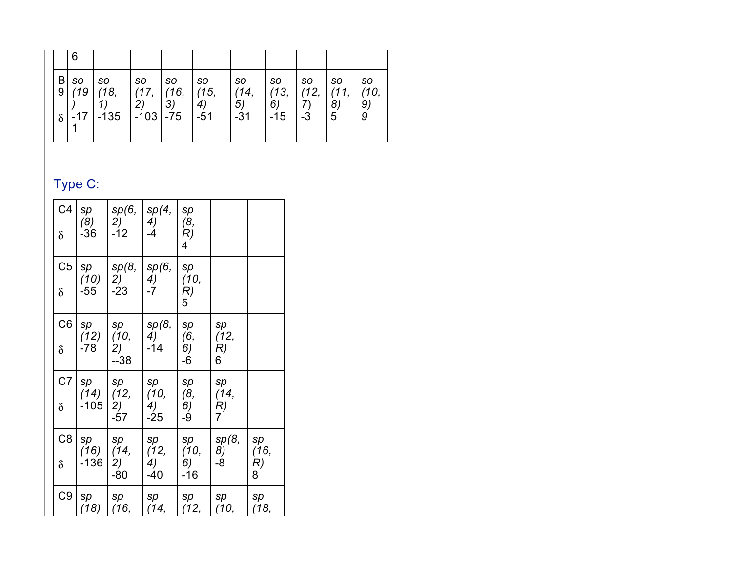| | | | | | | | | | |
|---|---|---|---|---|---|---|---|---|---|
| 6 | | | | | | | | | |
| B9 δ | *so (19)* -171 | *so (18, 1)* -135 | *so (17, 2)* -103 | *so (16, 3)* -75 | *so (15, 4)* -51 | *so (14, 5)* -31 | *so (13, 6)* -15 | *so (12, 7)* -3 | *so (11, 8)* 5 | *so (10, 9)* 9 |

## Type C:

| | | | | | | |
|---|---|---|---|---|---|---|
| C4 δ | *sp (8)* -36 | *sp(6, 2)* -12 | *sp(4, 4)* -4 | *sp (8, R)* 4 | | |
| C5 δ | *sp (10)* -55 | *sp(8, 2)* -23 | *sp(6, 4)* -7 | *sp (10, R)* 5 | | |
| C6 δ | *sp (12)* -78 | *sp (10, 2)* --38 | *sp(8, 4)* -14 | *sp (6, 6)* -6 | *sp (12, R)* 6 | |
| C7 δ | *sp (14)* -105 | *sp (12, 2)* -57 | *sp (10, 4)* -25 | *sp (8, 6)* -9 | *sp (14, R)* 7 | |
| C8 δ | *sp (16)* -136 | *sp (14, 2)* -80 | *sp (12, 4)* -40 | *sp (10, 6)* -16 | *sp(8, 8)* -8 | *sp (16, R)* 8 |
| C9 | *sp (18)* | *sp (16,* | *sp (14,* | *sp (12,* | *sp (10,* | *sp (18,* |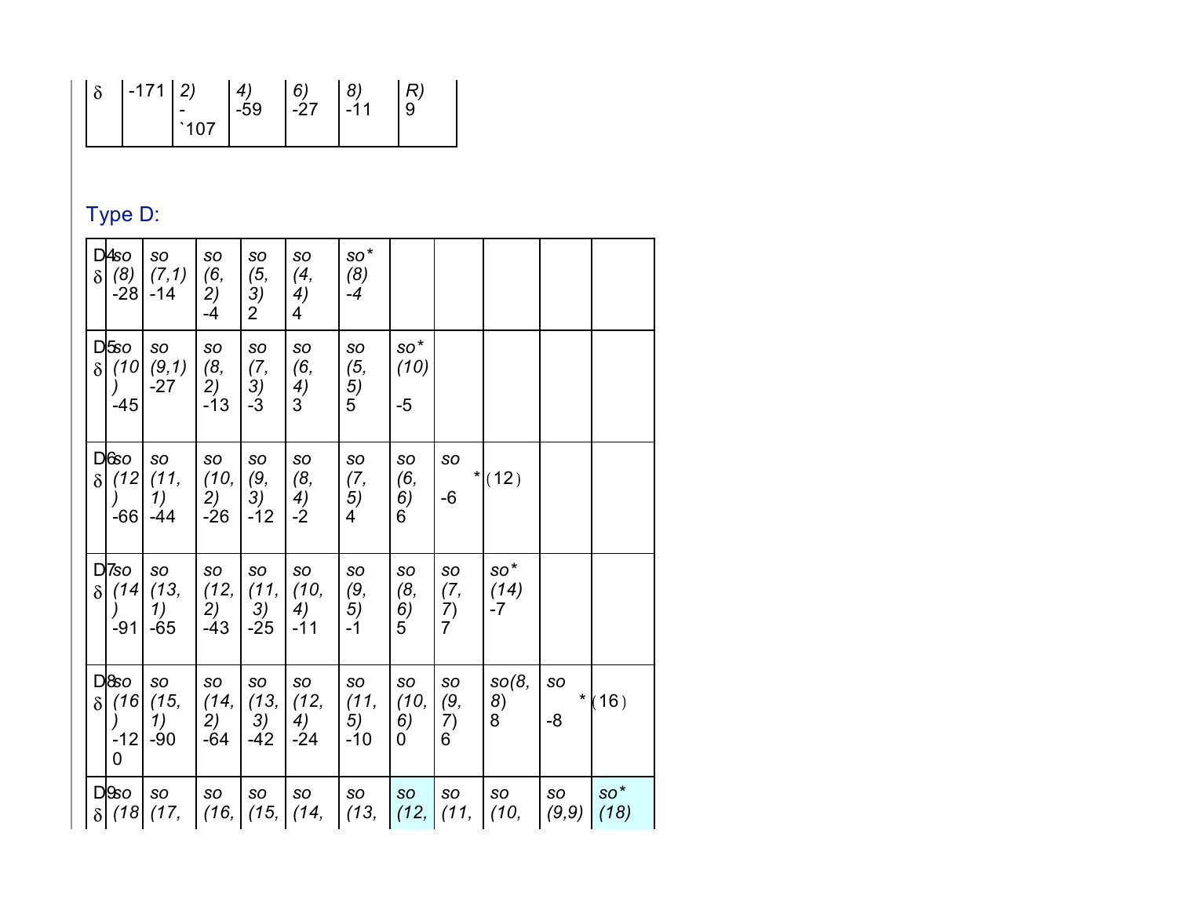| δ | -171 | 2) - `107 | 4) -59 | 6) -27 | 8) -11 | R) 9 |
|---|---|---|---|---|---|---|

## Type D:

| | | | | | | | | | | |
|---|---|---|---|---|---|---|---|---|---|---|
| D4 δ | *so (8)* -28 | *so (7,1)* -14 | *so (6, 2)* -4 | *so (5, 3)* 2 | *so (4, 4)* 4 | *so\* (8)* -4 | | | | |
| D5 δ | *so (10)* -45 | *so (9,1)* -27 | *so (8, 2)* -13 | *so (7, 3)* -3 | *so (6, 4)* 3 | *so (5, 5)* 5 | *so\* (10)* -5 | | | |
| D6 δ | *so (12)* -66 | *so (11, 1)* -44 | *so (10, 2)* -26 | *so (9, 3)* -12 | *so (8, 4)* -2 | *so (7, 5)* 4 | *so (6, 6)* 6 | *so* -6 | \* (12) | |
| D7 δ | *so (14)* -91 | *so (13, 1)* -65 | *so (12, 2)* -43 | *so (11, 3)* -25 | *so (10, 4)* -11 | *so (9, 5)* -1 | *so (8, 6)* 5 | *so (7, 7)* 7 | *so\* (14)* -7 | |
| D8 δ | *so (16)* -120 | *so (15, 1)* -90 | *so (14, 2)* -64 | *so (13, 3)* -42 | *so (12, 4)* -24 | *so (11, 5)* -10 | *so (10, 6)* 0 | *so (9, 7)* 6 | *so(8, 8)* 8 | *so* -8 | \* (16) |
| D9 δ | *so (18* | *so (17,* | *so (16,* | *so (15,* | *so (14,* | *so (13,* | *so (12,* | *so (11,* | *so (10,* | *so (9,9)* | *so\* (18)* |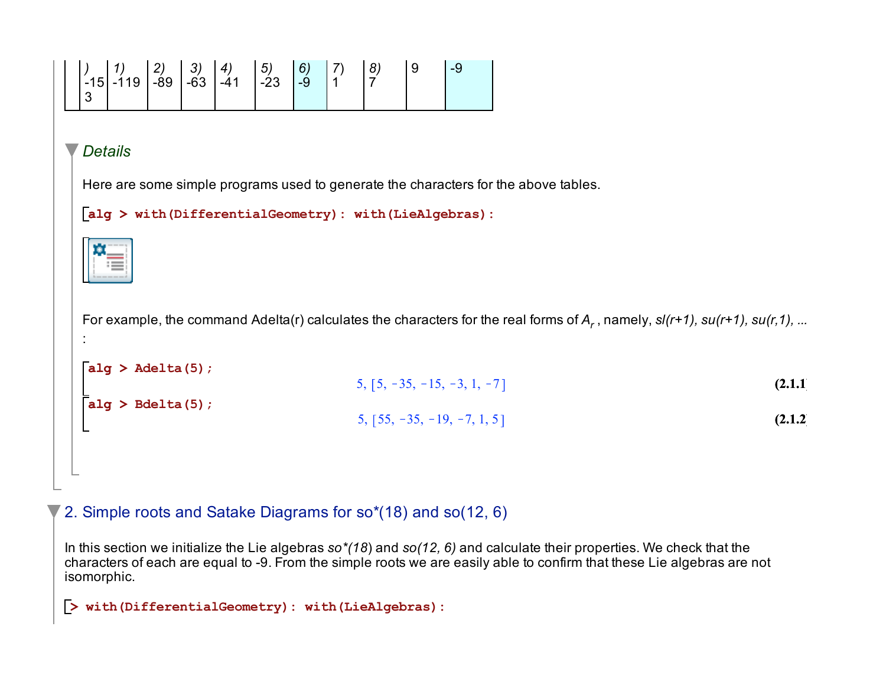| ) -153 | 1) -119 | 2) -89 | 3) -63 | 4) -41 | 5) -23 | 6) -9 | 7) 1 | 8) 7 | 9 | -9 |
|---|---|---|---|---|---|---|---|---|---|---|

### Details

Here are some simple programs used to generate the characters for the above tables.

```
alg > with(DifferentialGeometry): with(LieAlgebras):
```

For example, the command Adelta(r) calculates the characters for the real forms of $A_r$ , namely, *sl(r+1), su(r+1), su(r,1), ...* :

```
alg > Adelta(5);
```

$$5, [5, -35, -15, -3, 1, -7] \quad \textbf{(2.1.1)}$$

```
alg > Bdelta(5);
```

$$5, [55, -35, -19, -7, 1, 5] \quad \textbf{(2.1.2)}$$

## 2. Simple roots and Satake Diagrams for so*(18) and so(12, 6)

In this section we initialize the Lie algebras *so\*(18)* and *so(12, 6)* and calculate their properties. We check that the characters of each are equal to -9. From the simple roots we are easily able to confirm that these Lie algebras are not isomorphic.

```
> with(DifferentialGeometry): with(LieAlgebras):
```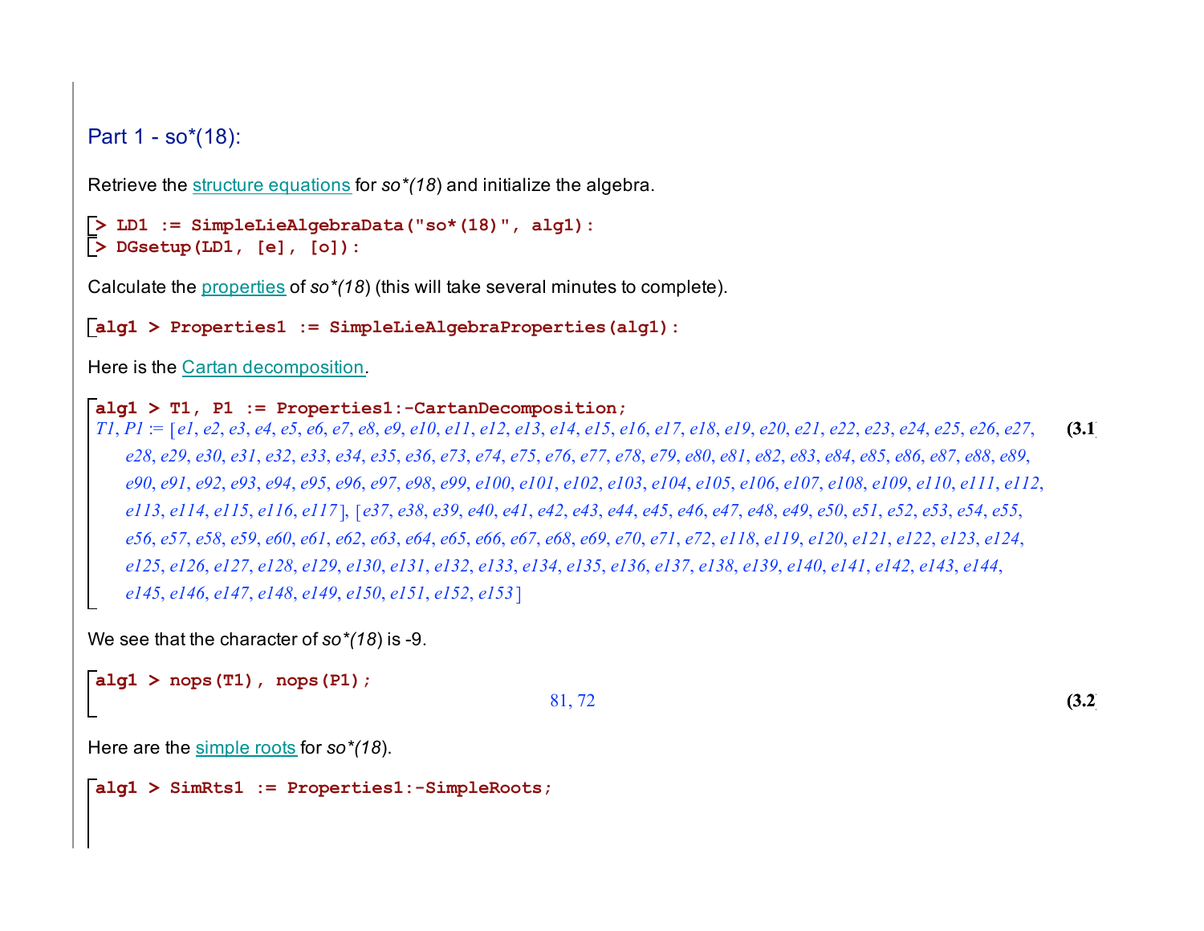## Part 1 - so*(18):

Retrieve the structure equations for *so\*(18)* and initialize the algebra.

```
> LD1 := SimpleLieAlgebraData("so*(18)", alg1):
> DGsetup(LD1, [e], [o]):
```

Calculate the properties of *so\*(18)* (this will take several minutes to complete).

```
alg1 > Properties1 := SimpleLieAlgebraProperties(alg1):
```

Here is the Cartan decomposition.

```
alg1 > T1, P1 := Properties1:-CartanDecomposition;
```

$$T1, P1 := [e1, e2, e3, e4, e5, e6, e7, e8, e9, e10, e11, e12, e13, e14, e15, e16, e17, e18, e19, e20, e21, e22, e23, e24, e25, e26, e27, e28, e29, e30, e31, e32, e33, e34, e35, e36, e73, e74, e75, e76, e77, e78, e79, e80, e81, e82, e83, e84, e85, e86, e87, e88, e89, e90, e91, e92, e93, e94, e95, e96, e97, e98, e99, e100, e101, e102, e103, e104, e105, e106, e107, e108, e109, e110, e111, e112, e113, e114, e115, e116, e117], [e37, e38, e39, e40, e41, e42, e43, e44, e45, e46, e47, e48, e49, e50, e51, e52, e53, e54, e55, e56, e57, e58, e59, e60, e61, e62, e63, e64, e65, e66, e67, e68, e69, e70, e71, e72, e118, e119, e120, e121, e122, e123, e124, e125, e126, e127, e128, e129, e130, e131, e132, e133, e134, e135, e136, e137, e138, e139, e140, e141, e142, e143, e144, e145, e146, e147, e148, e149, e150, e151, e152, e153] \quad (3.1)$$

We see that the character of *so\*(18)* is -9.

```
alg1 > nops(T1), nops(P1);
```

$$81, 72 \quad (3.2)$$

Here are the simple roots for *so\*(18)*.

```
alg1 > SimRts1 := Properties1:-SimpleRoots;
```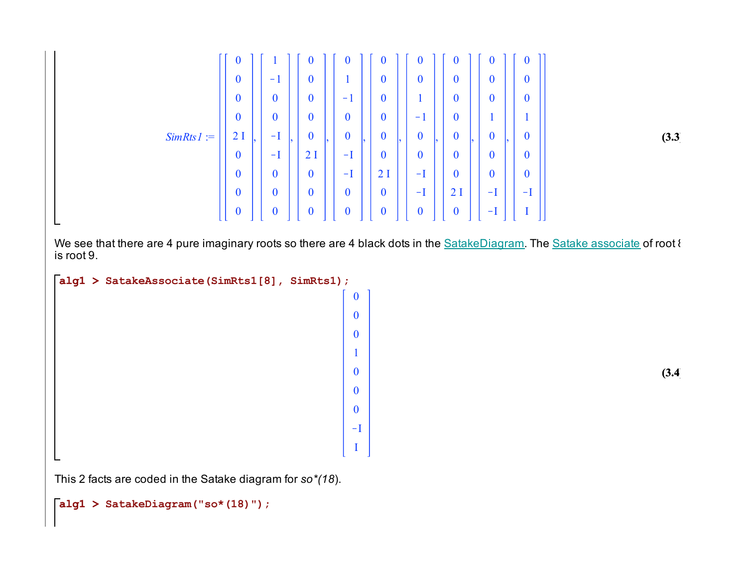$$SimRts1 := \left[\begin{bmatrix} 0 \\ 0 \\ 0 \\ 0 \\ 2I \\ 0 \\ 0 \\ 0 \\ 0 \end{bmatrix}, \begin{bmatrix} 1 \\ -1 \\ 0 \\ 0 \\ -I \\ -I \\ 0 \\ 0 \\ 0 \end{bmatrix}, \begin{bmatrix} 0 \\ 0 \\ 0 \\ 0 \\ 0 \\ 2I \\ 0 \\ 0 \\ 0 \end{bmatrix}, \begin{bmatrix} 0 \\ 1 \\ -1 \\ 0 \\ 0 \\ -I \\ -I \\ 0 \\ 0 \end{bmatrix}, \begin{bmatrix} 0 \\ 0 \\ 0 \\ 0 \\ 0 \\ 0 \\ 2I \\ 0 \\ 0 \end{bmatrix}, \begin{bmatrix} 0 \\ 0 \\ 1 \\ -1 \\ 0 \\ 0 \\ -I \\ -I \\ 0 \end{bmatrix}, \begin{bmatrix} 0 \\ 0 \\ 0 \\ 0 \\ 0 \\ 0 \\ 0 \\ 2I \\ 0 \end{bmatrix}, \begin{bmatrix} 0 \\ 0 \\ 0 \\ 1 \\ 0 \\ 0 \\ 0 \\ -I \\ -I \end{bmatrix}, \begin{bmatrix} 0 \\ 0 \\ 0 \\ 1 \\ 0 \\ 0 \\ 0 \\ -I \\ I \end{bmatrix}\right] \quad (3.3)$$

We see that there are 4 pure imaginary roots so there are 4 black dots in the SatakeDiagram. The Satake associate of root 8 is root 9.

```
alg1 > SatakeAssociate(SimRts1[8], SimRts1);
```

$$\begin{bmatrix} 0 \\ 0 \\ 0 \\ 1 \\ 0 \\ 0 \\ 0 \\ -I \\ I \end{bmatrix} \quad (3.4)$$

This 2 facts are coded in the Satake diagram for *so\*(18)*.

```
alg1 > SatakeDiagram("so*(18)");
```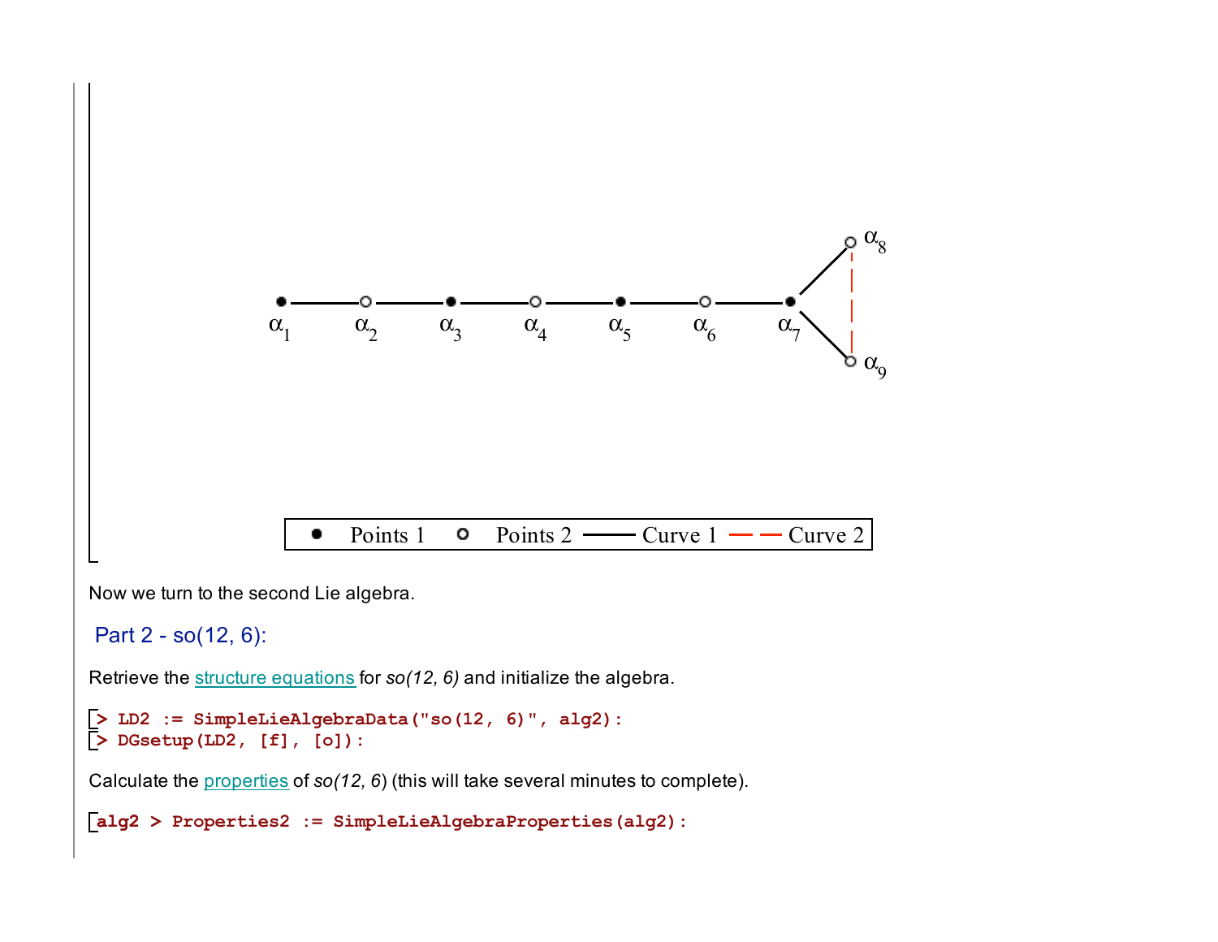Now we turn to the second Lie algebra.

## Part 2 - so(12, 6):

Retrieve the structure equations for *so(12, 6)* and initialize the algebra.

```
> LD2 := SimpleLieAlgebraData("so(12, 6)", alg2):
> DGsetup(LD2, [f], [o]):
```

Calculate the properties of *so(12, 6)* (this will take several minutes to complete).

```
alg2 > Properties2 := SimpleLieAlgebraProperties(alg2):
```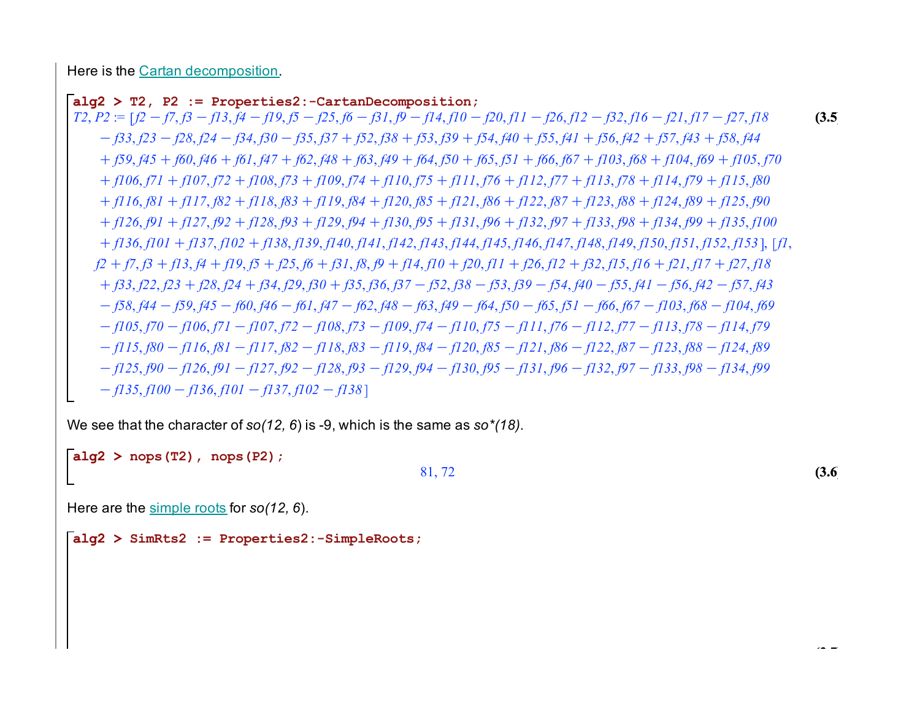Here is the Cartan decomposition.

```
alg2 > T2, P2 := Properties2:-CartanDecomposition;
```

$$T2, P2 := [f2 - f7, f3 - f13, f4 - f19, f5 - f25, f6 - f31, f9 - f14, f10 - f20, f11 - f26, f12 - f32, f16 - f21, f17 - f27, f18 - f33, f23 - f28, f24 - f34, f30 - f35, f37 + f52, f38 + f53, f39 + f54, f40 + f55, f41 + f56, f42 + f57, f43 + f58, f44 + f59, f45 + f60, f46 + f61, f47 + f62, f48 + f63, f49 + f64, f50 + f65, f51 + f66, f67 + f103, f68 + f104, f69 + f105, f70 + f106, f71 + f107, f72 + f108, f73 + f109, f74 + f110, f75 + f111, f76 + f112, f77 + f113, f78 + f114, f79 + f115, f80 + f116, f81 + f117, f82 + f118, f83 + f119, f84 + f120, f85 + f121, f86 + f122, f87 + f123, f88 + f124, f89 + f125, f90 + f126, f91 + f127, f92 + f128, f93 + f129, f94 + f130, f95 + f131, f96 + f132, f97 + f133, f98 + f134, f99 + f135, f100 + f136, f101 + f137, f102 + f138, f139, f140, f141, f142, f143, f144, f145, f146, f147, f148, f149, f150, f151, f152, f153], [f1, f2 + f7, f3 + f13, f4 + f19, f5 + f25, f6 + f31, f8, f9 + f14, f10 + f20, f11 + f26, f12 + f32, f15, f16 + f21, f17 + f27, f18 + f33, f22, f23 + f28, f24 + f34, f29, f30 + f35, f36, f37 - f52, f38 - f53, f39 - f54, f40 - f55, f41 - f56, f42 - f57, f43 - f58, f44 - f59, f45 - f60, f46 - f61, f47 - f62, f48 - f63, f49 - f64, f50 - f65, f51 - f66, f67 - f103, f68 - f104, f69 - f105, f70 - f106, f71 - f107, f72 - f108, f73 - f109, f74 - f110, f75 - f111, f76 - f112, f77 - f113, f78 - f114, f79 - f115, f80 - f116, f81 - f117, f82 - f118, f83 - f119, f84 - f120, f85 - f121, f86 - f122, f87 - f123, f88 - f124, f89 - f125, f90 - f126, f91 - f127, f92 - f128, f93 - f129, f94 - f130, f95 - f131, f96 - f132, f97 - f133, f98 - f134, f99 - f135, f100 - f136, f101 - f137, f102 - f138] \quad (3.5)$$

We see that the character of *so(12, 6)* is -9, which is the same as *so\*(18)*.

```
alg2 > nops(T2), nops(P2);
```

$$81, 72 \quad (3.6)$$

Here are the simple roots for *so(12, 6)*.

```
alg2 > SimRts2 := Properties2:-SimpleRoots;
```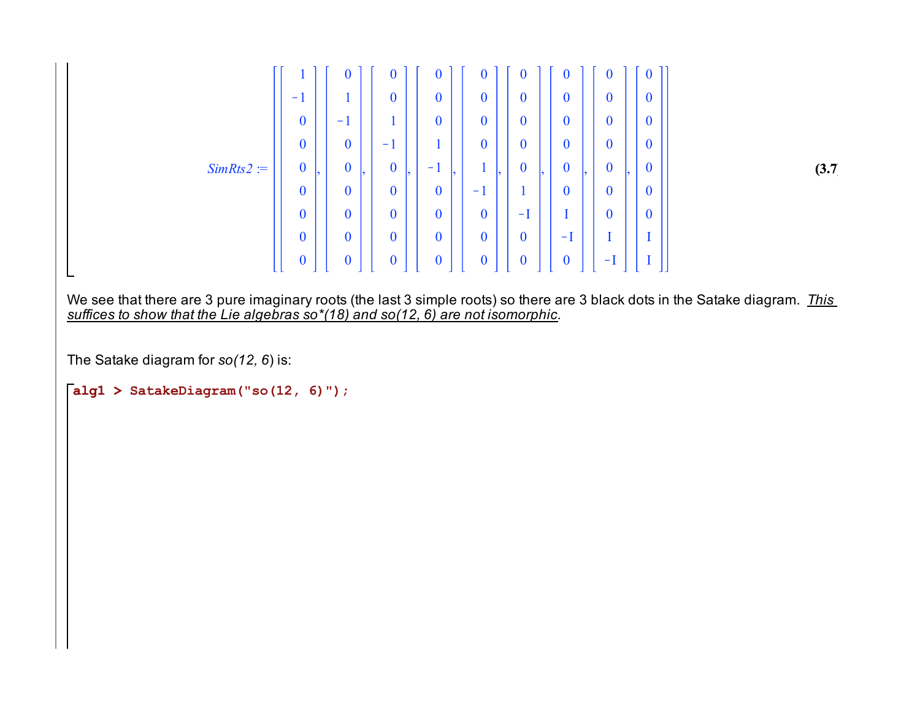$$SimRts2 := \left[\begin{bmatrix}1\\-1\\0\\0\\0\\0\\0\\0\\0\end{bmatrix}, \begin{bmatrix}0\\1\\-1\\0\\0\\0\\0\\0\\0\end{bmatrix}, \begin{bmatrix}0\\0\\1\\-1\\0\\0\\0\\0\\0\end{bmatrix}, \begin{bmatrix}0\\0\\0\\1\\-1\\0\\0\\0\\0\end{bmatrix}, \begin{bmatrix}0\\0\\0\\0\\1\\-1\\0\\0\\0\end{bmatrix}, \begin{bmatrix}0\\0\\0\\0\\0\\1\\-I\\0\\0\end{bmatrix}, \begin{bmatrix}0\\0\\0\\0\\0\\0\\I\\-I\\0\end{bmatrix}, \begin{bmatrix}0\\0\\0\\0\\0\\0\\0\\I\\-I\end{bmatrix}, \begin{bmatrix}0\\0\\0\\0\\0\\0\\0\\I\\I\end{bmatrix}\right] \quad (3.7)$$

We see that there are 3 pure imaginary roots (the last 3 simple roots) so there are 3 black dots in the Satake diagram. *This suffices to show that the Lie algebras so*(18) and so(12, 6) are not isomorphic*.

The Satake diagram for *so(12, 6)* is:

```
alg1 > SatakeDiagram("so(12, 6)");
```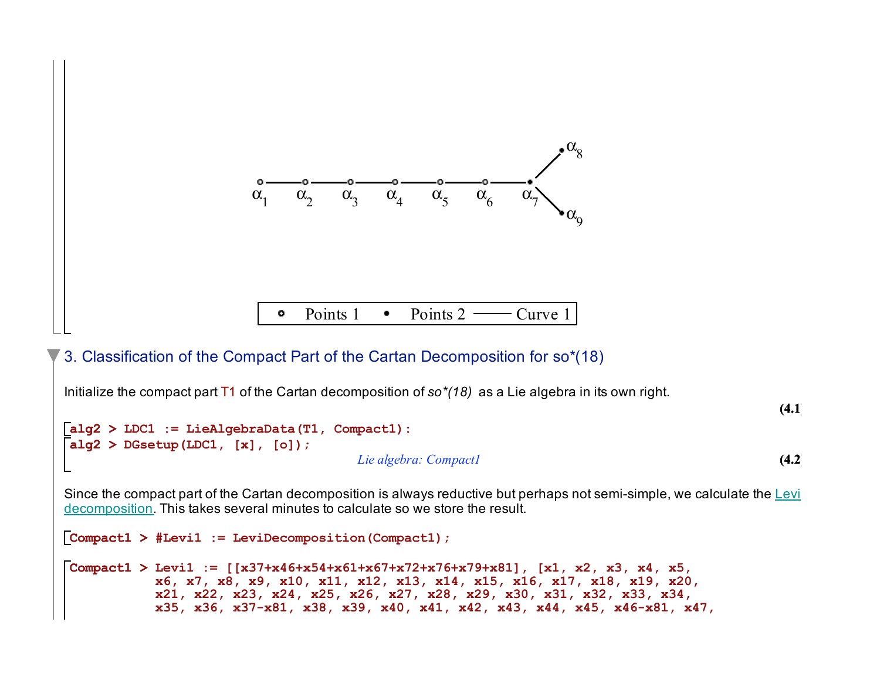α1 α2 α3 α4 α5 α6 α7 α8 α9

Points 1 • Points 2 —— Curve 1

## 3. Classification of the Compact Part of the Cartan Decomposition for so*(18)

Initialize the compact part T1 of the Cartan decomposition of *so\*(18)* as a Lie algebra in its own right.

(4.1)

```
alg2 > LDC1 := LieAlgebraData(T1, Compact1):
alg2 > DGsetup(LDC1, [x], [o]);
```

*Lie algebra: Compact1* (4.2)

Since the compact part of the Cartan decomposition is always reductive but perhaps not semi-simple, we calculate the Levi decomposition. This takes several minutes to calculate so we store the result.

```
Compact1 > #Levi1 := LeviDecomposition(Compact1);
```

```
Compact1 > Levi1 := [[x37+x46+x54+x61+x67+x72+x76+x79+x81], [x1, x2, x3, x4, x5,
           x6, x7, x8, x9, x10, x11, x12, x13, x14, x15, x16, x17, x18, x19, x20,
           x21, x22, x23, x24, x25, x26, x27, x28, x29, x30, x31, x32, x33, x34,
           x35, x36, x37-x81, x38, x39, x40, x41, x42, x43, x44, x45, x46-x81, x47,
```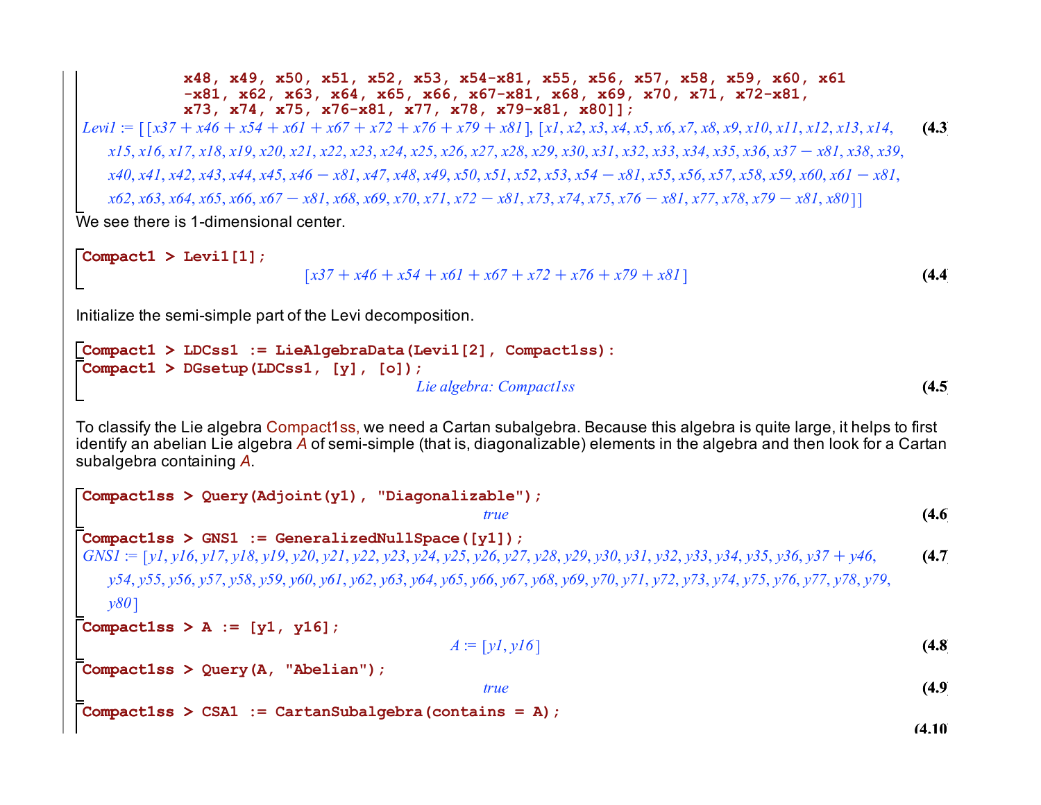```
        x48, x49, x50, x51, x52, x53, x54-x81, x55, x56, x57, x58, x59, x60, x61
        -x81, x62, x63, x64, x65, x66, x67-x81, x68, x69, x70, x71, x72-x81,
        x73, x74, x75, x76-x81, x77, x78, x79-x81, x80]];
```

$$Levi1 := [[x37 + x46 + x54 + x61 + x67 + x72 + x76 + x79 + x81], [x1, x2, x3, x4, x5, x6, x7, x8, x9, x10, x11, x12, x13, x14, x15, x16, x17, x18, x19, x20, x21, x22, x23, x24, x25, x26, x27, x28, x29, x30, x31, x32, x33, x34, x35, x36, x37 - x81, x38, x39, x40, x41, x42, x43, x44, x45, x46 - x81, x47, x48, x49, x50, x51, x52, x53, x54 - x81, x55, x56, x57, x58, x59, x60, x61 - x81, x62, x63, x64, x65, x66, x67 - x81, x68, x69, x70, x71, x72 - x81, x73, x74, x75, x76 - x81, x77, x78, x79 - x81, x80]] \quad (4.3)$$

We see there is 1-dimensional center.

```
Compact1 > Levi1[1];
```

$$[x37 + x46 + x54 + x61 + x67 + x72 + x76 + x79 + x81] \quad (4.4)$$

Initialize the semi-simple part of the Levi decomposition.

```
Compact1 > LDCss1 := LieAlgebraData(Levi1[2], Compact1ss):
Compact1 > DGsetup(LDCss1, [y], [o]);
```

*Lie algebra: Compact1ss* (4.5)

To classify the Lie algebra Compact1ss, we need a Cartan subalgebra. Because this algebra is quite large, it helps to first identify an abelian Lie algebra *A* of semi-simple (that is, diagonalizable) elements in the algebra and then look for a Cartan subalgebra containing *A*.

```
Compact1ss > Query(Adjoint(y1), "Diagonalizable");
```

*true* (4.6)

```
Compact1ss > GNS1 := GeneralizedNullSpace([y1]);
```

$$GNS1 := [y1, y16, y17, y18, y19, y20, y21, y22, y23, y24, y25, y26, y27, y28, y29, y30, y31, y32, y33, y34, y35, y36, y37 + y46, y54, y55, y56, y57, y58, y59, y60, y61, y62, y63, y64, y65, y66, y67, y68, y69, y70, y71, y72, y73, y74, y75, y76, y77, y78, y79, y80] \quad (4.7)$$

```
Compact1ss > A := [y1, y16];
```

$$A := [y1, y16] \quad (4.8)$$

```
Compact1ss > Query(A, "Abelian");
```

*true* (4.9)

```
Compact1ss > CSA1 := CartanSubalgebra(contains = A);
```

(4.10)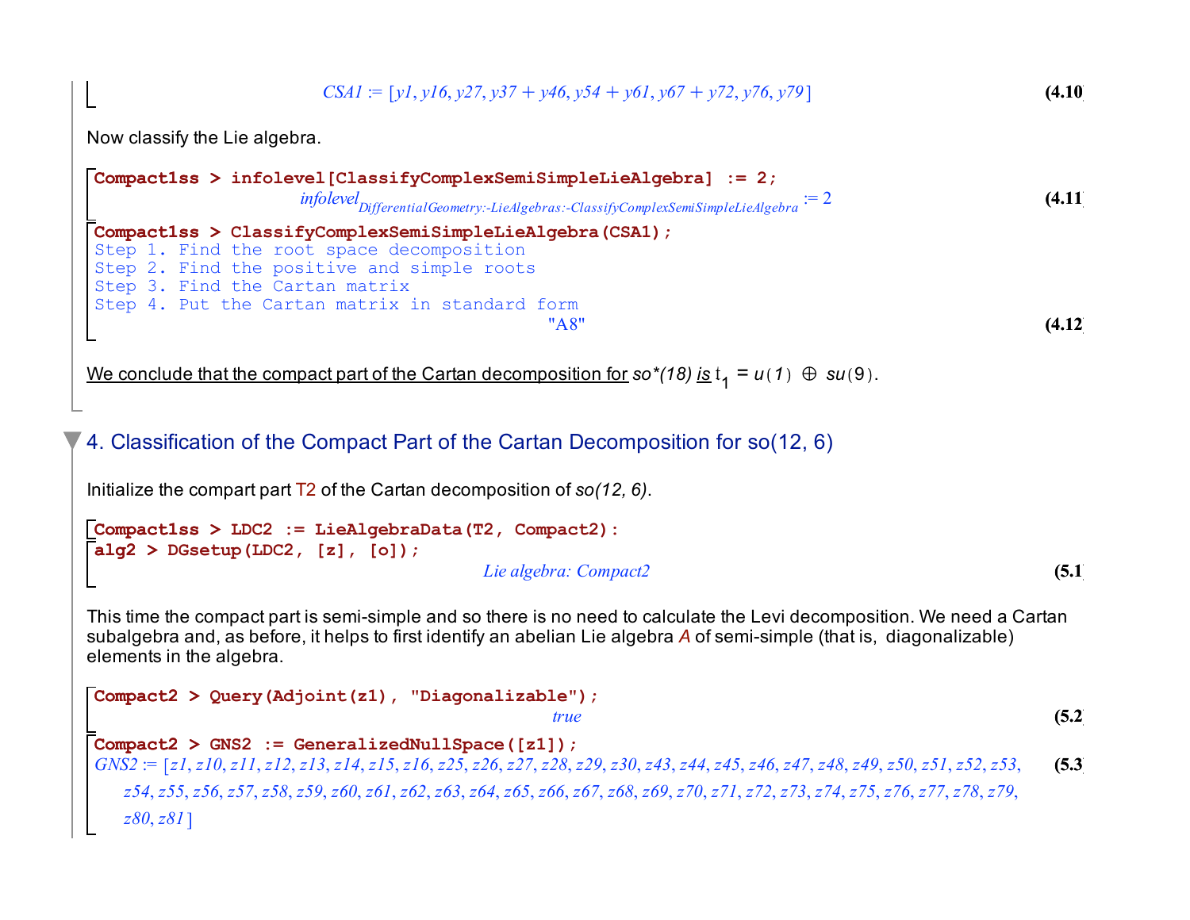$$CSA1 := [y1, y16, y27, y37 + y46, y54 + y61, y67 + y72, y76, y79] \quad \textbf{(4.10)}$$

Now classify the Lie algebra.

```
Compact1ss > infolevel[ClassifyComplexSemiSimpleLieAlgebra] := 2;
```

$$infolevel_{DifferentialGeometry:-LieAlgebras:-ClassifyComplexSemiSimpleLieAlgebra} := 2 \quad \textbf{(4.11)}$$

```
Compact1ss > ClassifyComplexSemiSimpleLieAlgebra(CSA1);
Step 1. Find the root space decomposition
Step 2. Find the positive and simple roots
Step 3. Find the Cartan matrix
Step 4. Put the Cartan matrix in standard form
```

"A8" **(4.12)**

We conclude that the compact part of the Cartan decomposition for *so\*(18)* is $\mathfrak{t}_1 = u(1) \oplus su(9)$.

## 4. Classification of the Compact Part of the Cartan Decomposition for so(12, 6)

Initialize the compart part T2 of the Cartan decomposition of *so(12, 6)*.

```
Compact1ss > LDC2 := LieAlgebraData(T2, Compact2):
alg2 > DGsetup(LDC2, [z], [o]);
```

*Lie algebra: Compact2* **(5.1)**

This time the compact part is semi-simple and so there is no need to calculate the Levi decomposition. We need a Cartan subalgebra and, as before, it helps to first identify an abelian Lie algebra *A* of semi-simple (that is, diagonalizable) elements in the algebra.

```
Compact2 > Query(Adjoint(z1), "Diagonalizable");
```

*true* **(5.2)**

```
Compact2 > GNS2 := GeneralizedNullSpace([z1]);
```

$$GNS2 := [z1, z10, z11, z12, z13, z14, z15, z16, z25, z26, z27, z28, z29, z30, z43, z44, z45, z46, z47, z48, z49, z50, z51, z52, z53, z54, z55, z56, z57, z58, z59, z60, z61, z62, z63, z64, z65, z66, z67, z68, z69, z70, z71, z72, z73, z74, z75, z76, z77, z78, z79, z80, z81] \quad \textbf{(5.3)}$$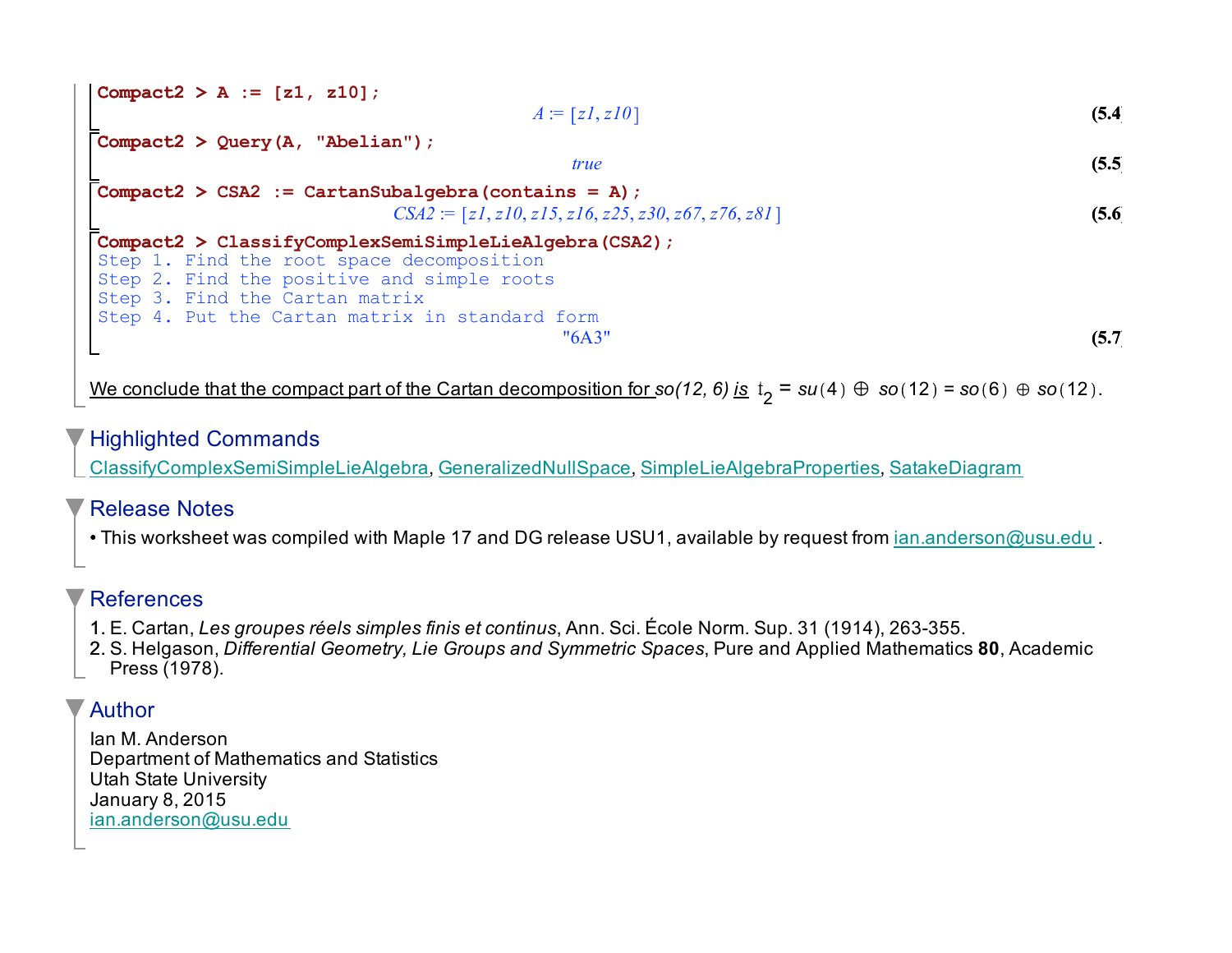```
Compact2 > A := [z1, z10];
```

$$A := [z1, z10] \tag{5.4}$$

```
Compact2 > Query(A, "Abelian");
```

$$true \tag{5.5}$$

```
Compact2 > CSA2 := CartanSubalgebra(contains = A);
```

$$CSA2 := [z1, z10, z15, z16, z25, z30, z67, z76, z81] \tag{5.6}$$

```
Compact2 > ClassifyComplexSemiSimpleLieAlgebra(CSA2);
Step 1. Find the root space decomposition
Step 2. Find the positive and simple roots
Step 3. Find the Cartan matrix
Step 4. Put the Cartan matrix in standard form
```

$$\text{"6A3"} \tag{5.7}$$

We conclude that the compact part of the Cartan decomposition for *so(12, 6)* is $\mathfrak{t}_2 = su(4) \oplus so(12) = so(6) \oplus so(12)$.

## Highlighted Commands

ClassifyComplexSemiSimpleLieAlgebra, GeneralizedNullSpace, SimpleLieAlgebraProperties, SatakeDiagram

## Release Notes

- This worksheet was compiled with Maple 17 and DG release USU1, available by request from ian.anderson@usu.edu .

## References

1. E. Cartan, *Les groupes réels simples finis et continus*, Ann. Sci. École Norm. Sup. 31 (1914), 263-355.
2. S. Helgason, *Differential Geometry, Lie Groups and Symmetric Spaces*, Pure and Applied Mathematics **80**, Academic Press (1978).

## Author

Ian M. Anderson
Department of Mathematics and Statistics
Utah State University
January 8, 2015
ian.anderson@usu.edu